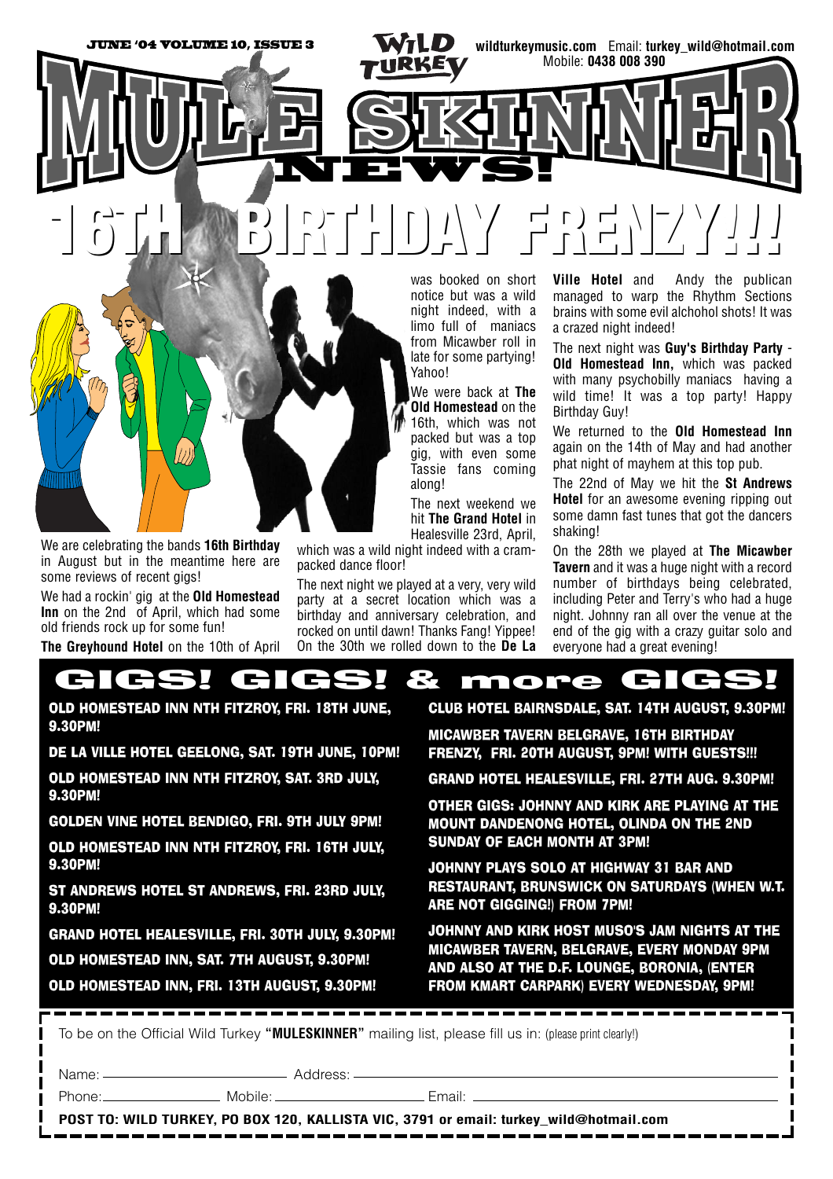JUNE '04 VOLUME 10, ISSUE 3

WILD TURKEY

wildturkeymusic.com Email: **turkey_wild@hotmail.com**
Mobile: **0438 008 390**

# MULE SKINNER NEWS!

# 16TH BIRTHDAY FRENZY!!!

We are celebrating the bands **16th Birthday** in August but in the meantime here are some reviews of recent gigs!

We had a rockin' gig at the **Old Homestead Inn** on the 2nd of April, which had some old friends rock up for some fun!

**The Greyhound Hotel** on the 10th of April was booked on short notice but was a wild night indeed, with a limo full of maniacs from Micawber roll in late for some partying! Yahoo!

We were back at **The Old Homestead** on the 16th, which was not packed but was a top gig, with even some Tassie fans coming along!

The next weekend we hit **The Grand Hotel** in Healesville 23rd, April, which was a wild night indeed with a cram-packed dance floor!

The next night we played at a very, very wild party at a secret location which was a birthday and anniversary celebration, and rocked on until dawn! Thanks Fang! Yippee! On the 30th we rolled down to the **De La Ville Hotel** and Andy the publican managed to warp the Rhythm Sections brains with some evil alchohol shots! It was a crazed night indeed!

The next night was **Guy's Birthday Party - Old Homestead Inn,** which was packed with many psychobilly maniacs having a wild time! It was a top party! Happy Birthday Guy!

We returned to the **Old Homestead Inn** again on the 14th of May and had another phat night of mayhem at this top pub.

The 22nd of May we hit the **St Andrews Hotel** for an awesome evening ripping out some damn fast tunes that got the dancers shaking!

On the 28th we played at **The Micawber Tavern** and it was a huge night with a record number of birthdays being celebrated, including Peter and Terry's who had a huge night. Johnny ran all over the venue at the end of the gig with a crazy guitar solo and everyone had a great evening!

## GIGS! GIGS! & more GIGS!

**OLD HOMESTEAD INN NTH FITZROY, FRI. 18TH JUNE, 9.30PM!**

**DE LA VILLE HOTEL GEELONG, SAT. 19TH JUNE, 10PM!**

**OLD HOMESTEAD INN NTH FITZROY, SAT. 3RD JULY, 9.30PM!**

**GOLDEN VINE HOTEL BENDIGO, FRI. 9TH JULY 9PM!**

**OLD HOMESTEAD INN NTH FITZROY, FRI. 16TH JULY, 9.30PM!**

**ST ANDREWS HOTEL ST ANDREWS, FRI. 23RD JULY, 9.30PM!**

**GRAND HOTEL HEALESVILLE, FRI. 30TH JULY, 9.30PM!**

**OLD HOMESTEAD INN, SAT. 7TH AUGUST, 9.30PM!**

**OLD HOMESTEAD INN, FRI. 13TH AUGUST, 9.30PM!**

**CLUB HOTEL BAIRNSDALE, SAT. 14TH AUGUST, 9.30PM!**

**MICAWBER TAVERN BELGRAVE, 16TH BIRTHDAY FRENZY, FRI. 20TH AUGUST, 9PM! WITH GUESTS!!!**

**GRAND HOTEL HEALESVILLE, FRI. 27TH AUG. 9.30PM!**

**OTHER GIGS: JOHNNY AND KIRK ARE PLAYING AT THE MOUNT DANDENONG HOTEL, OLINDA ON THE 2ND SUNDAY OF EACH MONTH AT 3PM!**

**JOHNNY PLAYS SOLO AT HIGHWAY 31 BAR AND RESTAURANT, BRUNSWICK ON SATURDAYS (WHEN W.T. ARE NOT GIGGING!) FROM 7PM!**

**JOHNNY AND KIRK HOST MUSO'S JAM NIGHTS AT THE MICAWBER TAVERN, BELGRAVE, EVERY MONDAY 9PM AND ALSO AT THE D.F. LOUNGE, BORONIA, (ENTER FROM KMART CARPARK) EVERY WEDNESDAY, 9PM!**

---

To be on the Official Wild Turkey **"MULESKINNER"** mailing list, please fill us in: (please print clearly!)

Name: ______________________ Address: ______________________________________

Phone: ______________ Mobile: __________________ Email: ______________________

**POST TO: WILD TURKEY, PO BOX 120, KALLISTA VIC, 3791 or email: turkey_wild@hotmail.com**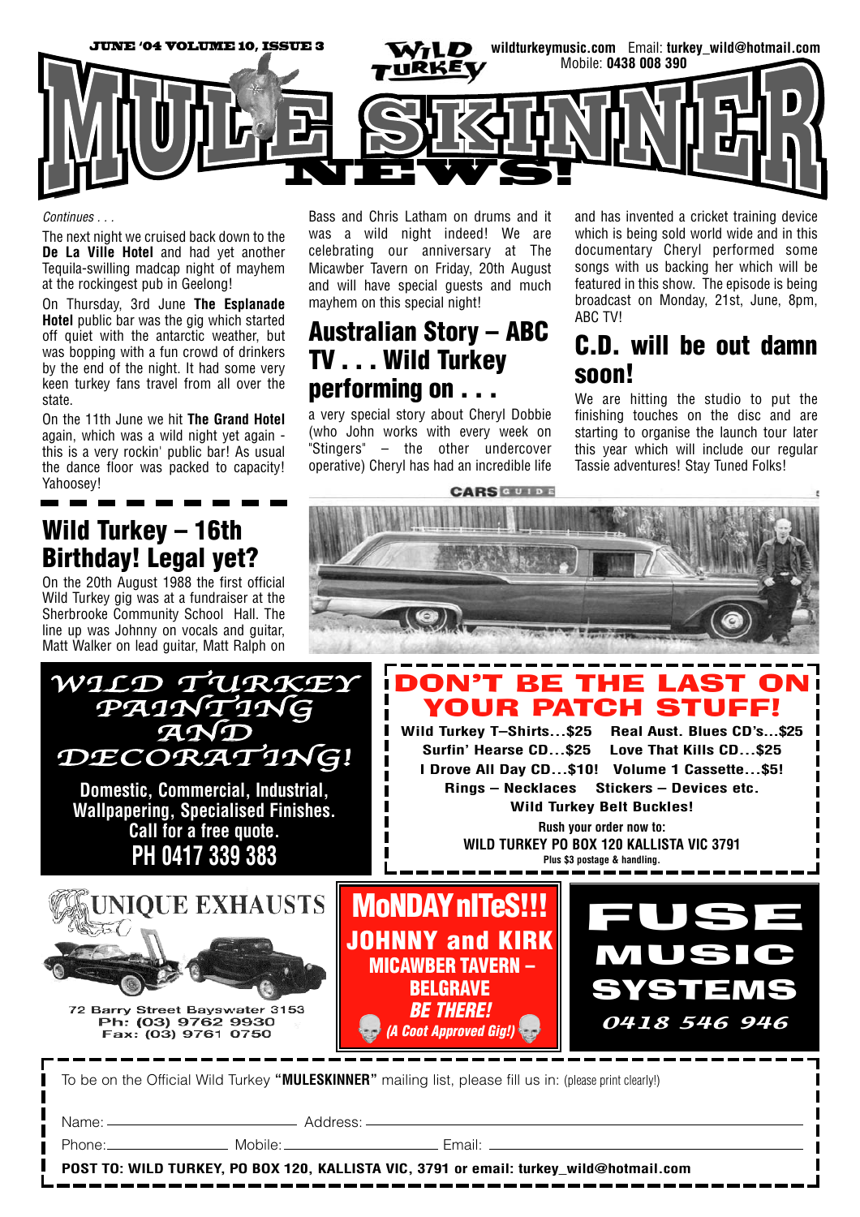# MULE SKINNER NEWS!

JUNE '04 VOLUME 10, ISSUE 3

WILD TURKEY

wildturkeymusic.com Email: turkey_wild@hotmail.com
Mobile: 0438 008 390

*Continues . . .*

The next night we cruised back down to the **De La Ville Hotel** and had yet another Tequila-swilling madcap night of mayhem at the rockingest pub in Geelong!

On Thursday, 3rd June **The Esplanade Hotel** public bar was the gig which started off quiet with the antarctic weather, but was bopping with a fun crowd of drinkers by the end of the night. It had some very keen turkey fans travel from all over the state.

On the 11th June we hit **The Grand Hotel** again, which was a wild night yet again - this is a very rockin' public bar! As usual the dance floor was packed to capacity! Yahoosey!

## Wild Turkey – 16th Birthday! Legal yet?

On the 20th August 1988 the first official Wild Turkey gig was at a fundraiser at the Sherbrooke Community School Hall. The line up was Johnny on vocals and guitar, Matt Walker on lead guitar, Matt Ralph on Bass and Chris Latham on drums and it was a wild night indeed! We are celebrating our anniversary at The Micawber Tavern on Friday, 20th August and will have special guests and much mayhem on this special night!

## Australian Story – ABC TV . . . Wild Turkey performing on . . .

a very special story about Cheryl Dobbie (who John works with every week on "Stingers" – the other undercover operative) Cheryl has had an incredible life and has invented a cricket training device which is being sold world wide and in this documentary Cheryl performed some songs with us backing her which will be featured in this show. The episode is being broadcast on Monday, 21st, June, 8pm, ABC TV!

## C.D. will be out damn soon!

We are hitting the studio to put the finishing touches on the disc and are starting to organise the launch tour later this year which will include our regular Tassie adventures! Stay Tuned Folks!

CARS GUIDE

**WILD TURKEY PAINTING AND DECORATING!**

**Domestic, Commercial, Industrial, Wallpapering, Specialised Finishes. Call for a free quote.**

**PH 0417 339 383**

## DON'T BE THE LAST ON YOUR PATCH STUFF!

**Wild Turkey T–Shirts...$25** **Real Aust. Blues CD's...$25**
**Surfin' Hearse CD...$25** **Love That Kills CD...$25**
**I Drove All Day CD...$10!** **Volume 1 Cassette...$5!**
**Rings – Necklaces** **Stickers – Devices etc.**
**Wild Turkey Belt Buckles!**

**Rush your order now to:**
**WILD TURKEY PO BOX 120 KALLISTA VIC 3791**
**Plus $3 postage & handling.**

**UNIQUE EXHAUSTS**

72 Barry Street Bayswater 3153
Ph: (03) 9762 9930
Fax: (03) 9761 0750

**MoNDAY nITeS!!!**
**JOHNNY and KIRK**
**MICAWBER TAVERN – BELGRAVE**
***BE THERE!***
***(A Coot Approved Gig!)***

**FUSE MUSIC SYSTEMS**
*0418 546 946*

To be on the Official Wild Turkey **"MULESKINNER"** mailing list, please fill us in: (please print clearly!)

Name: ____________ Address: ____________

Phone: ____________ Mobile: ____________ Email: ____________

**POST TO: WILD TURKEY, PO BOX 120, KALLISTA VIC, 3791 or email: turkey_wild@hotmail.com**